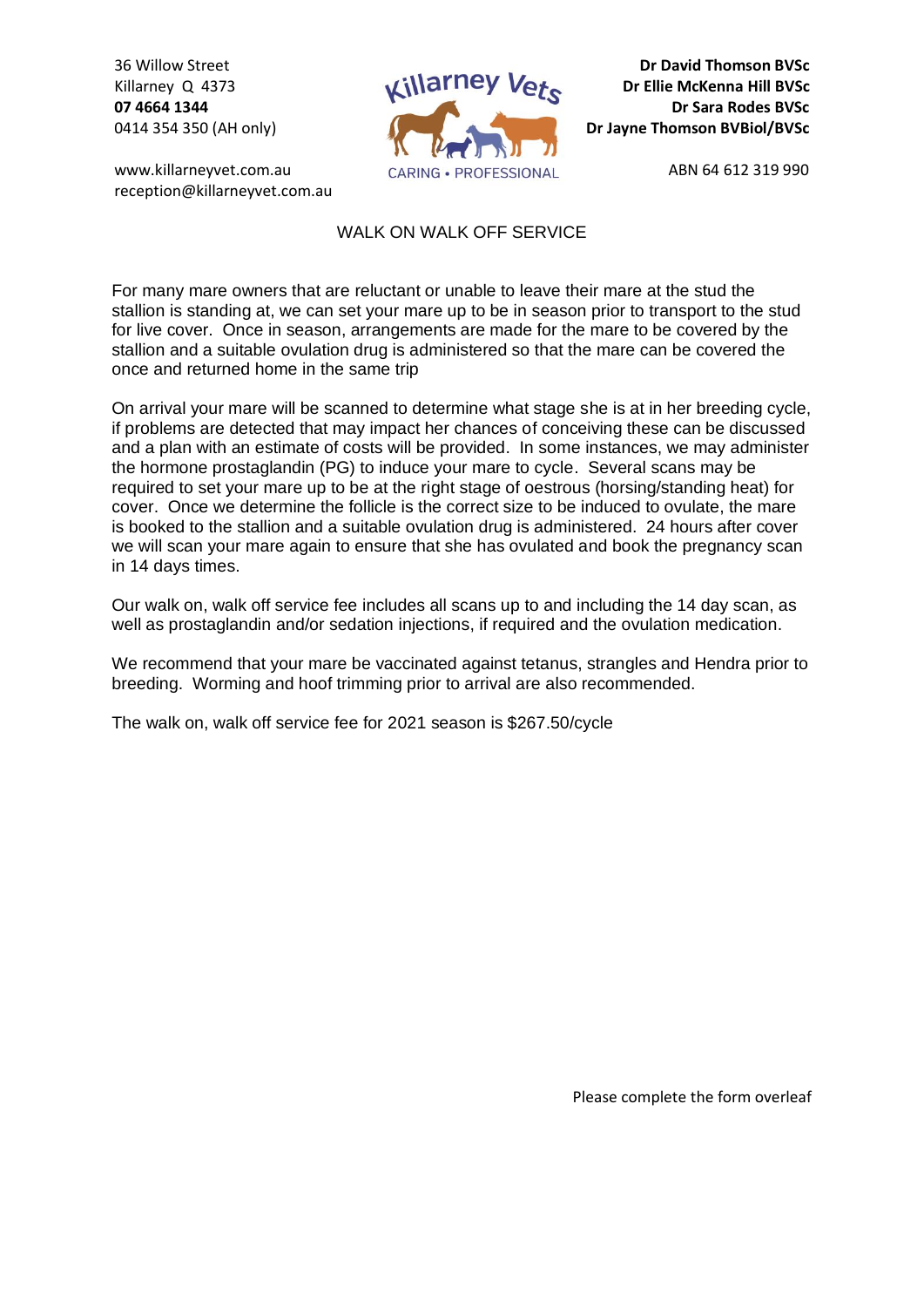36 Willow Street
Killarney Q 4373
**07 4664 1344**
0414 354 350 (AH only)

www.killarneyvet.com.au
reception@killarneyvet.com.au

Killarney Vets
CARING • PROFESSIONAL

**Dr David Thomson BVSc**
**Dr Ellie McKenna Hill BVSc**
**Dr Sara Rodes BVSc**
**Dr Jayne Thomson BVBiol/BVSc**

ABN 64 612 319 990

# WALK ON WALK OFF SERVICE

For many mare owners that are reluctant or unable to leave their mare at the stud the stallion is standing at, we can set your mare up to be in season prior to transport to the stud for live cover. Once in season, arrangements are made for the mare to be covered by the stallion and a suitable ovulation drug is administered so that the mare can be covered the once and returned home in the same trip

On arrival your mare will be scanned to determine what stage she is at in her breeding cycle, if problems are detected that may impact her chances of conceiving these can be discussed and a plan with an estimate of costs will be provided. In some instances, we may administer the hormone prostaglandin (PG) to induce your mare to cycle. Several scans may be required to set your mare up to be at the right stage of oestrous (horsing/standing heat) for cover. Once we determine the follicle is the correct size to be induced to ovulate, the mare is booked to the stallion and a suitable ovulation drug is administered. 24 hours after cover we will scan your mare again to ensure that she has ovulated and book the pregnancy scan in 14 days times.

Our walk on, walk off service fee includes all scans up to and including the 14 day scan, as well as prostaglandin and/or sedation injections, if required and the ovulation medication.

We recommend that your mare be vaccinated against tetanus, strangles and Hendra prior to breeding. Worming and hoof trimming prior to arrival are also recommended.

The walk on, walk off service fee for 2021 season is $267.50/cycle

Please complete the form overleaf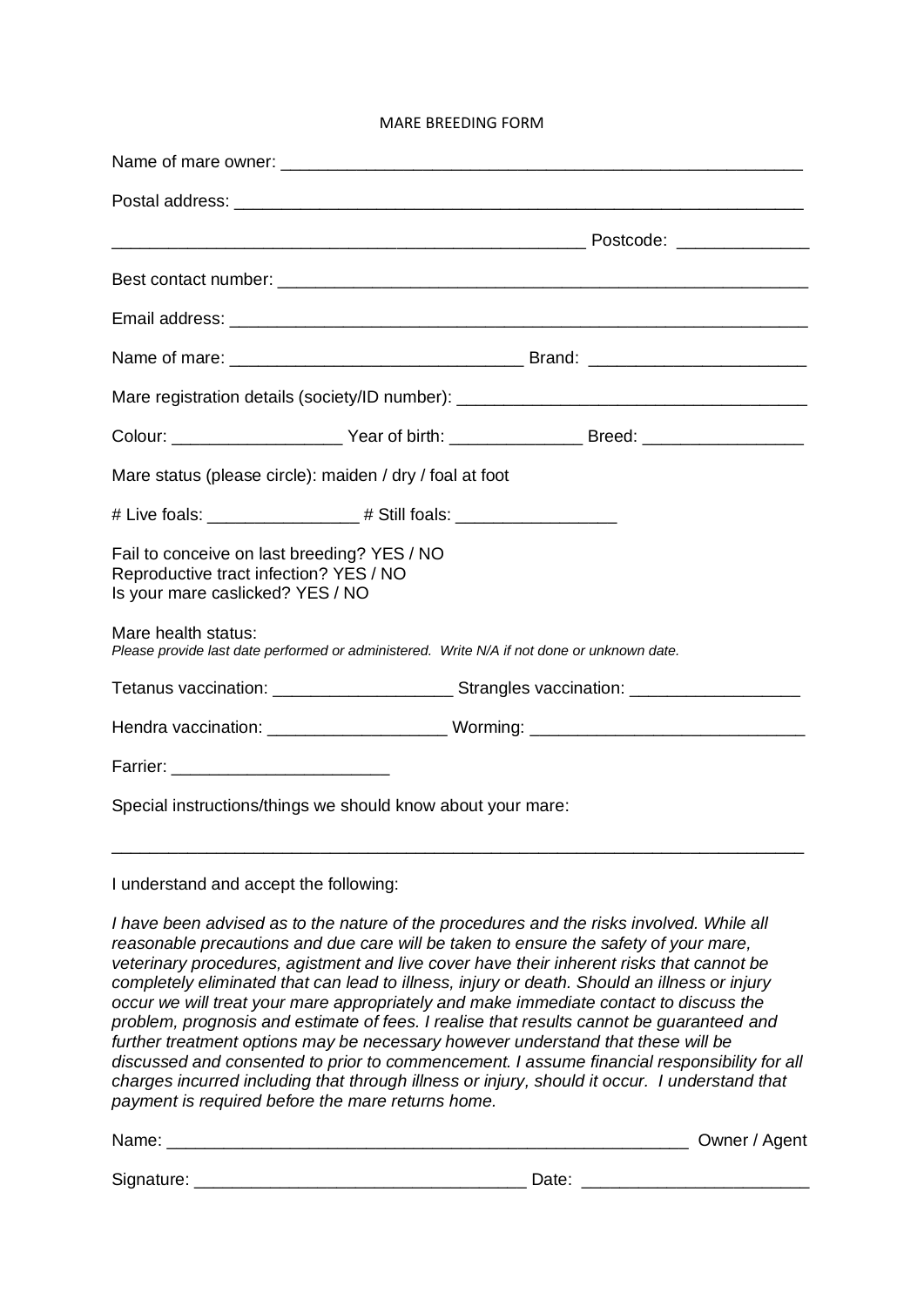MARE BREEDING FORM

Name of mare owner: _______________________________________________________

Postal address: ___________________________________________________________

_________________________________________________ Postcode: _____________

Best contact number: _______________________________________________________

Email address: ____________________________________________________________

Name of mare: ____________________________ Brand: ______________________

Mare registration details (society/ID number): ___________________________________

Colour: _________________ Year of birth: _____________ Breed: ________________

Mare status (please circle): maiden / dry / foal at foot

# Live foals: _______________ # Still foals: ________________

Fail to conceive on last breeding? YES / NO
Reproductive tract infection? YES / NO
Is your mare caslicked? YES / NO

Mare health status:
*Please provide last date performed or administered. Write N/A if not done or unknown date.*

Tetanus vaccination: __________________ Strangles vaccination: _________________

Hendra vaccination: __________________ Worming: ____________________________

Farrier: ______________________

Special instructions/things we should know about your mare:

_________________________________________________________________________

I understand and accept the following:

*I have been advised as to the nature of the procedures and the risks involved. While all reasonable precautions and due care will be taken to ensure the safety of your mare, veterinary procedures, agistment and live cover have their inherent risks that cannot be completely eliminated that can lead to illness, injury or death. Should an illness or injury occur we will treat your mare appropriately and make immediate contact to discuss the problem, prognosis and estimate of fees. I realise that results cannot be guaranteed and further treatment options may be necessary however understand that these will be discussed and consented to prior to commencement. I assume financial responsibility for all charges incurred including that through illness or injury, should it occur. I understand that payment is required before the mare returns home.*

Name: _______________________________________________________ Owner / Agent

Signature: _________________________________ Date: _______________________